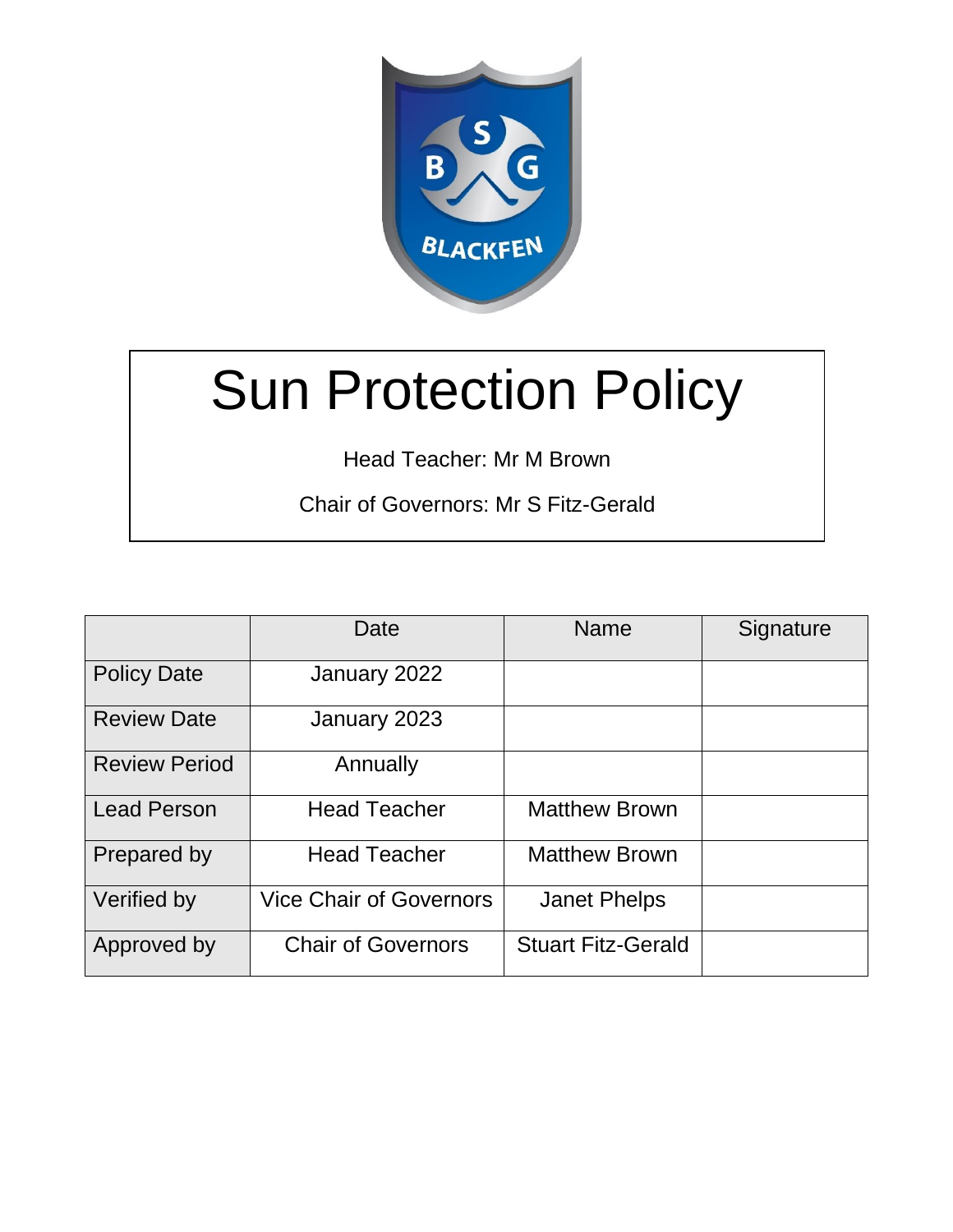# Sun Protection Policy

Head Teacher: Mr M Brown

Chair of Governors: Mr S Fitz-Gerald

| | Date | Name | Signature |
|---|---|---|---|
| Policy Date | January 2022 | | |
| Review Date | January 2023 | | |
| Review Period | Annually | | |
| Lead Person | Head Teacher | Matthew Brown | |
| Prepared by | Head Teacher | Matthew Brown | |
| Verified by | Vice Chair of Governors | Janet Phelps | |
| Approved by | Chair of Governors | Stuart Fitz-Gerald | |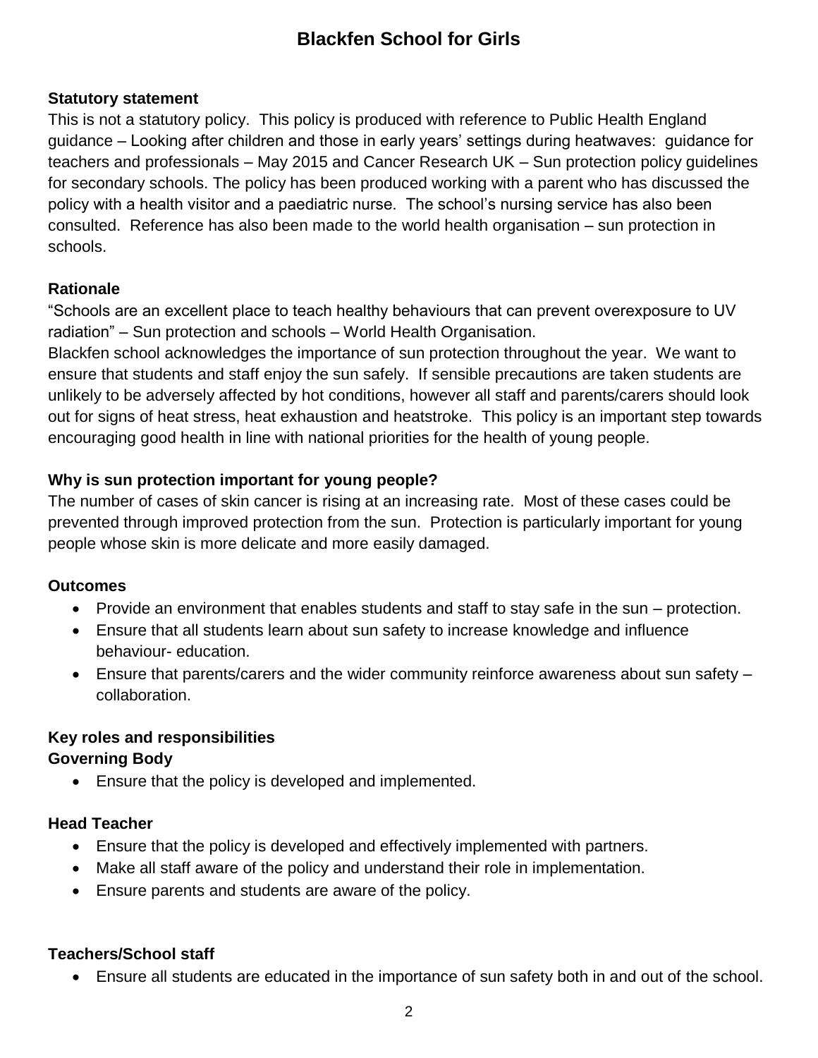# Blackfen School for Girls

**Statutory statement**

This is not a statutory policy. This policy is produced with reference to Public Health England guidance – Looking after children and those in early years' settings during heatwaves: guidance for teachers and professionals – May 2015 and Cancer Research UK – Sun protection policy guidelines for secondary schools. The policy has been produced working with a parent who has discussed the policy with a health visitor and a paediatric nurse. The school's nursing service has also been consulted. Reference has also been made to the world health organisation – sun protection in schools.

**Rationale**

"Schools are an excellent place to teach healthy behaviours that can prevent overexposure to UV radiation" – Sun protection and schools – World Health Organisation.

Blackfen school acknowledges the importance of sun protection throughout the year. We want to ensure that students and staff enjoy the sun safely. If sensible precautions are taken students are unlikely to be adversely affected by hot conditions, however all staff and parents/carers should look out for signs of heat stress, heat exhaustion and heatstroke. This policy is an important step towards encouraging good health in line with national priorities for the health of young people.

**Why is sun protection important for young people?**

The number of cases of skin cancer is rising at an increasing rate. Most of these cases could be prevented through improved protection from the sun. Protection is particularly important for young people whose skin is more delicate and more easily damaged.

**Outcomes**

- Provide an environment that enables students and staff to stay safe in the sun – protection.
- Ensure that all students learn about sun safety to increase knowledge and influence behaviour- education.
- Ensure that parents/carers and the wider community reinforce awareness about sun safety – collaboration.

**Key roles and responsibilities**

**Governing Body**

- Ensure that the policy is developed and implemented.

**Head Teacher**

- Ensure that the policy is developed and effectively implemented with partners.
- Make all staff aware of the policy and understand their role in implementation.
- Ensure parents and students are aware of the policy.

**Teachers/School staff**

- Ensure all students are educated in the importance of sun safety both in and out of the school.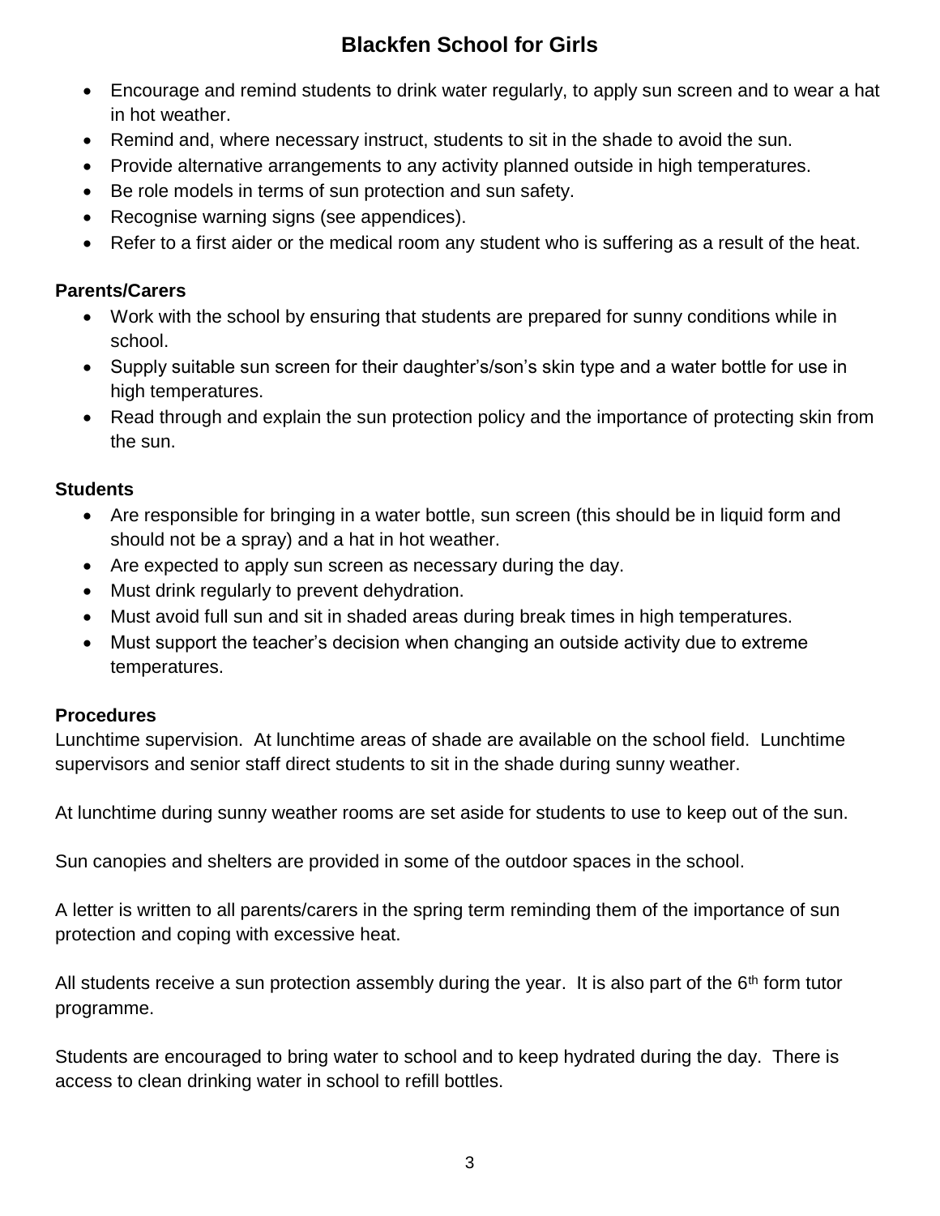- Encourage and remind students to drink water regularly, to apply sun screen and to wear a hat in hot weather.
- Remind and, where necessary instruct, students to sit in the shade to avoid the sun.
- Provide alternative arrangements to any activity planned outside in high temperatures.
- Be role models in terms of sun protection and sun safety.
- Recognise warning signs (see appendices).
- Refer to a first aider or the medical room any student who is suffering as a result of the heat.

**Parents/Carers**

- Work with the school by ensuring that students are prepared for sunny conditions while in school.
- Supply suitable sun screen for their daughter's/son's skin type and a water bottle for use in high temperatures.
- Read through and explain the sun protection policy and the importance of protecting skin from the sun.

**Students**

- Are responsible for bringing in a water bottle, sun screen (this should be in liquid form and should not be a spray) and a hat in hot weather.
- Are expected to apply sun screen as necessary during the day.
- Must drink regularly to prevent dehydration.
- Must avoid full sun and sit in shaded areas during break times in high temperatures.
- Must support the teacher's decision when changing an outside activity due to extreme temperatures.

**Procedures**

Lunchtime supervision. At lunchtime areas of shade are available on the school field. Lunchtime supervisors and senior staff direct students to sit in the shade during sunny weather.

At lunchtime during sunny weather rooms are set aside for students to use to keep out of the sun.

Sun canopies and shelters are provided in some of the outdoor spaces in the school.

A letter is written to all parents/carers in the spring term reminding them of the importance of sun protection and coping with excessive heat.

All students receive a sun protection assembly during the year. It is also part of the 6th form tutor programme.

Students are encouraged to bring water to school and to keep hydrated during the day. There is access to clean drinking water in school to refill bottles.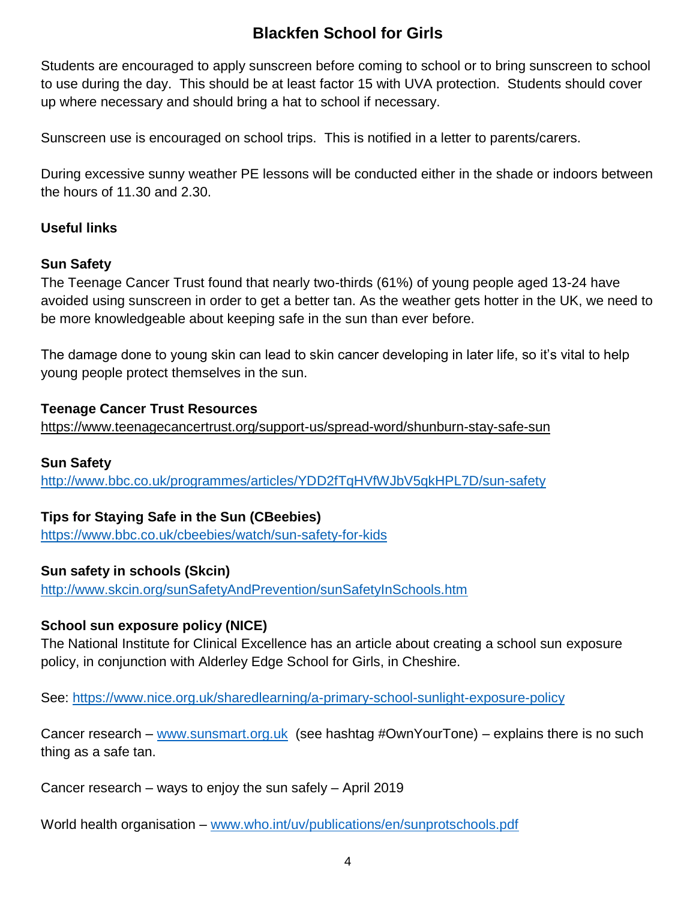# Blackfen School for Girls

Students are encouraged to apply sunscreen before coming to school or to bring sunscreen to school to use during the day. This should be at least factor 15 with UVA protection. Students should cover up where necessary and should bring a hat to school if necessary.

Sunscreen use is encouraged on school trips. This is notified in a letter to parents/carers.

During excessive sunny weather PE lessons will be conducted either in the shade or indoors between the hours of 11.30 and 2.30.

**Useful links**

**Sun Safety**

The Teenage Cancer Trust found that nearly two-thirds (61%) of young people aged 13-24 have avoided using sunscreen in order to get a better tan. As the weather gets hotter in the UK, we need to be more knowledgeable about keeping safe in the sun than ever before.

The damage done to young skin can lead to skin cancer developing in later life, so it's vital to help young people protect themselves in the sun.

**Teenage Cancer Trust Resources**

https://www.teenagecancertrust.org/support-us/spread-word/shunburn-stay-safe-sun

**Sun Safety**

http://www.bbc.co.uk/programmes/articles/YDD2fTqHVfWJbV5qkHPL7D/sun-safety

**Tips for Staying Safe in the Sun (CBeebies)**

https://www.bbc.co.uk/cbeebies/watch/sun-safety-for-kids

**Sun safety in schools (Skcin)**

http://www.skcin.org/sunSafetyAndPrevention/sunSafetyInSchools.htm

**School sun exposure policy (NICE)**

The National Institute for Clinical Excellence has an article about creating a school sun exposure policy, in conjunction with Alderley Edge School for Girls, in Cheshire.

See: https://www.nice.org.uk/sharedlearning/a-primary-school-sunlight-exposure-policy

Cancer research – www.sunsmart.org.uk (see hashtag #OwnYourTone) – explains there is no such thing as a safe tan.

Cancer research – ways to enjoy the sun safely – April 2019

World health organisation – www.who.int/uv/publications/en/sunprotschools.pdf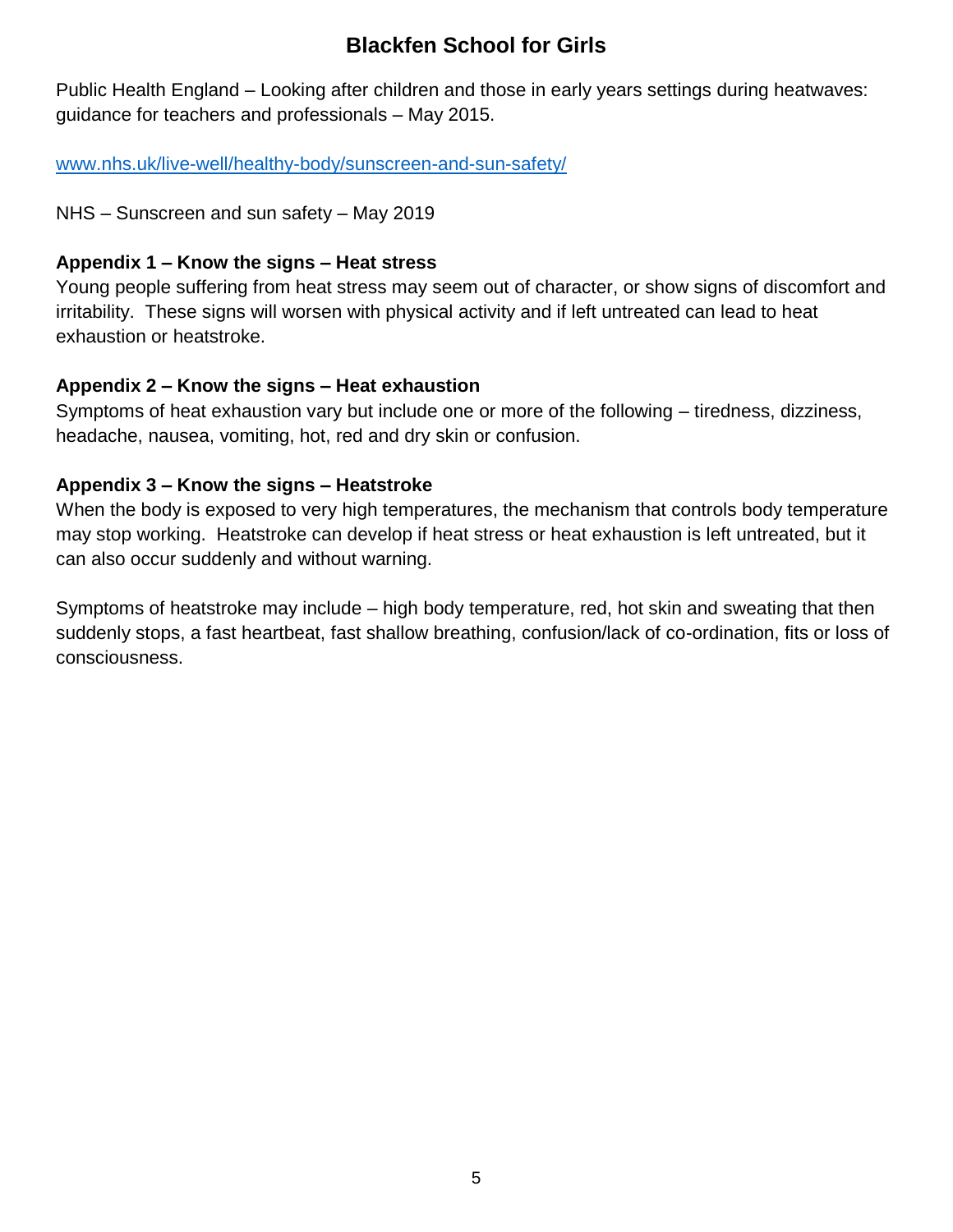Public Health England – Looking after children and those in early years settings during heatwaves: guidance for teachers and professionals – May 2015.

[www.nhs.uk/live-well/healthy-body/sunscreen-and-sun-safety/](http://www.nhs.uk/live-well/healthy-body/sunscreen-and-sun-safety/)

NHS – Sunscreen and sun safety – May 2019

**Appendix 1 – Know the signs – Heat stress**

Young people suffering from heat stress may seem out of character, or show signs of discomfort and irritability. These signs will worsen with physical activity and if left untreated can lead to heat exhaustion or heatstroke.

**Appendix 2 – Know the signs – Heat exhaustion**

Symptoms of heat exhaustion vary but include one or more of the following – tiredness, dizziness, headache, nausea, vomiting, hot, red and dry skin or confusion.

**Appendix 3 – Know the signs – Heatstroke**

When the body is exposed to very high temperatures, the mechanism that controls body temperature may stop working. Heatstroke can develop if heat stress or heat exhaustion is left untreated, but it can also occur suddenly and without warning.

Symptoms of heatstroke may include – high body temperature, red, hot skin and sweating that then suddenly stops, a fast heartbeat, fast shallow breathing, confusion/lack of co-ordination, fits or loss of consciousness.